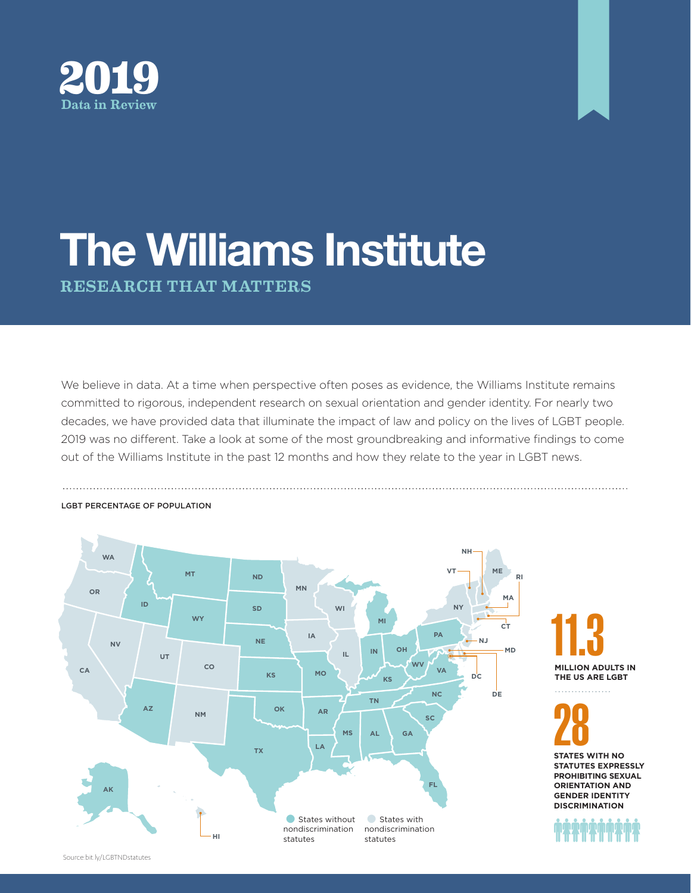# 2019
## Data in Review

# The Williams Institute

## RESEARCH THAT MATTERS

We believe in data. At a time when perspective often poses as evidence, the Williams Institute remains committed to rigorous, independent research on sexual orientation and gender identity. For nearly two decades, we have provided data that illuminate the impact of law and policy on the lives of LGBT people. 2019 was no different. Take a look at some of the most groundbreaking and informative findings to come out of the Williams Institute in the past 12 months and how they relate to the year in LGBT news.

LGBT PERCENTAGE OF POPULATION

States without nondiscrimination statutes

States with nondiscrimination statutes

**11.3**

MILLION ADULTS IN THE US ARE LGBT

**28**

STATES WITH NO STATUTES EXPRESSLY PROHIBITING SEXUAL ORIENTATION AND GENDER IDENTITY DISCRIMINATION

Source: bit.ly/LGBTNDstatutes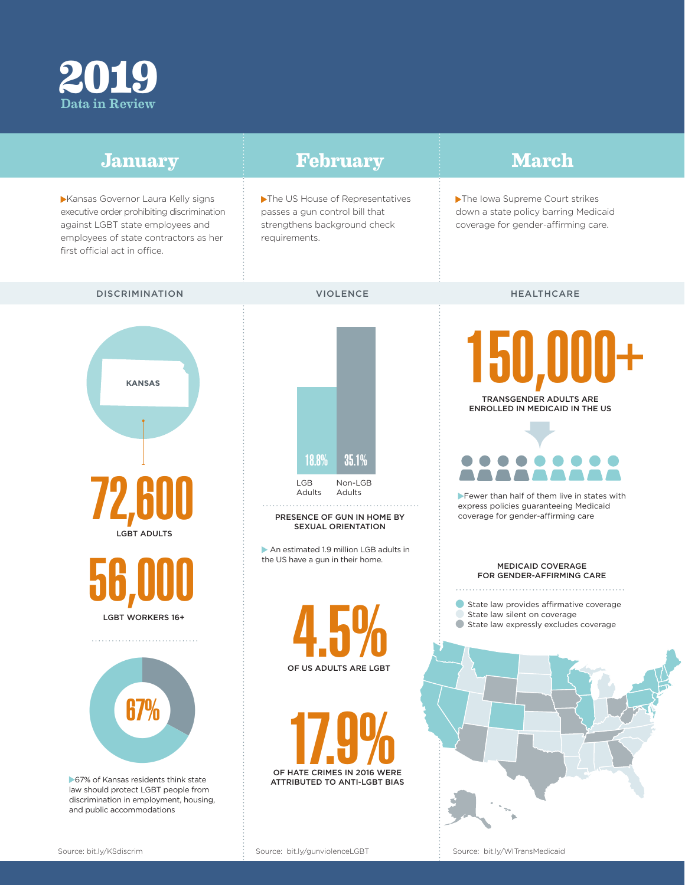# 2019

## Data in Review

## January

▶Kansas Governor Laura Kelly signs executive order prohibiting discrimination against LGBT state employees and employees of state contractors as her first official act in office.

### DISCRIMINATION

KANSAS

**72,600**

LGBT ADULTS

**56,000**

LGBT WORKERS 16+

**67%**

▶67% of Kansas residents think state law should protect LGBT people from discrimination in employment, housing, and public accommodations

Source: bit.ly/KSdiscrim

## February

▶The US House of Representatives passes a gun control bill that strengthens background check requirements.

### VIOLENCE

| | LGB Adults | Non-LGB Adults |
|---|---|---|
| PRESENCE OF GUN IN HOME BY SEXUAL ORIENTATION | 18.8% | 35.1% |

▶ An estimated 1.9 million LGB adults in the US have a gun in their home.

**4.5%**

OF US ADULTS ARE LGBT

**17.9%**

OF HATE CRIMES IN 2016 WERE ATTRIBUTED TO ANTI-LGBT BIAS

Source: bit.ly/gunviolenceLGBT

## March

▶The Iowa Supreme Court strikes down a state policy barring Medicaid coverage for gender-affirming care.

### HEALTHCARE

**150,000+**

TRANSGENDER ADULTS ARE ENROLLED IN MEDICAID IN THE US

▶Fewer than half of them live in states with express policies guaranteeing Medicaid coverage for gender-affirming care

MEDICAID COVERAGE FOR GENDER-AFFIRMING CARE

- State law provides affirmative coverage
- State law silent on coverage
- State law expressly excludes coverage

Source: bit.ly/WITransMedicaid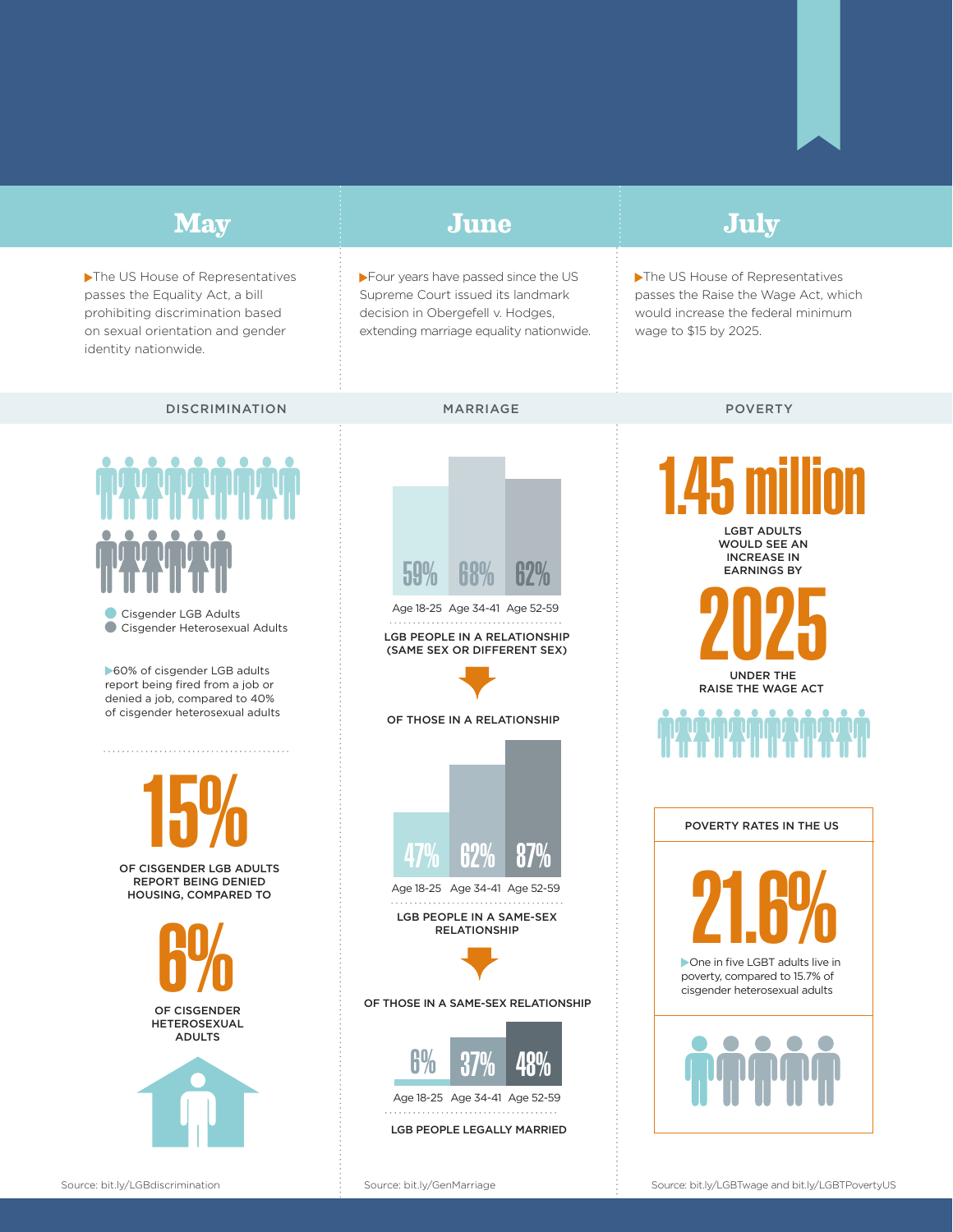## May

▶The US House of Representatives passes the Equality Act, a bill prohibiting discrimination based on sexual orientation and gender identity nationwide.

### DISCRIMINATION

- Cisgender LGB Adults
- Cisgender Heterosexual Adults

▶60% of cisgender LGB adults report being fired from a job or denied a job, compared to 40% of cisgender heterosexual adults

**15%**

OF CISGENDER LGB ADULTS REPORT BEING DENIED HOUSING, COMPARED TO

**6%**

OF CISGENDER HETEROSEXUAL ADULTS

Source: bit.ly/LGBdiscrimination

## June

▶Four years have passed since the US Supreme Court issued its landmark decision in Obergefell v. Hodges, extending marriage equality nationwide.

### MARRIAGE

**LGB PEOPLE IN A RELATIONSHIP (SAME SEX OR DIFFERENT SEX)**

| Age 18-25 | Age 34-41 | Age 52-59 |
|---|---|---|
| 59% | 68% | 62% |

OF THOSE IN A RELATIONSHIP

**LGB PEOPLE IN A SAME-SEX RELATIONSHIP**

| Age 18-25 | Age 34-41 | Age 52-59 |
|---|---|---|
| 47% | 62% | 87% |

OF THOSE IN A SAME-SEX RELATIONSHIP

**LGB PEOPLE LEGALLY MARRIED**

| Age 18-25 | Age 34-41 | Age 52-59 |
|---|---|---|
| 6% | 37% | 48% |

Source: bit.ly/GenMarriage

## July

▶The US House of Representatives passes the Raise the Wage Act, which would increase the federal minimum wage to $15 by 2025.

### POVERTY

**1.45 million**

LGBT ADULTS WOULD SEE AN INCREASE IN EARNINGS BY

**2025**

UNDER THE RAISE THE WAGE ACT

**POVERTY RATES IN THE US**

**21.6%**

▶One in five LGBT adults live in poverty, compared to 15.7% of cisgender heterosexual adults

Source: bit.ly/LGBTwage and bit.ly/LGBTPovertyUS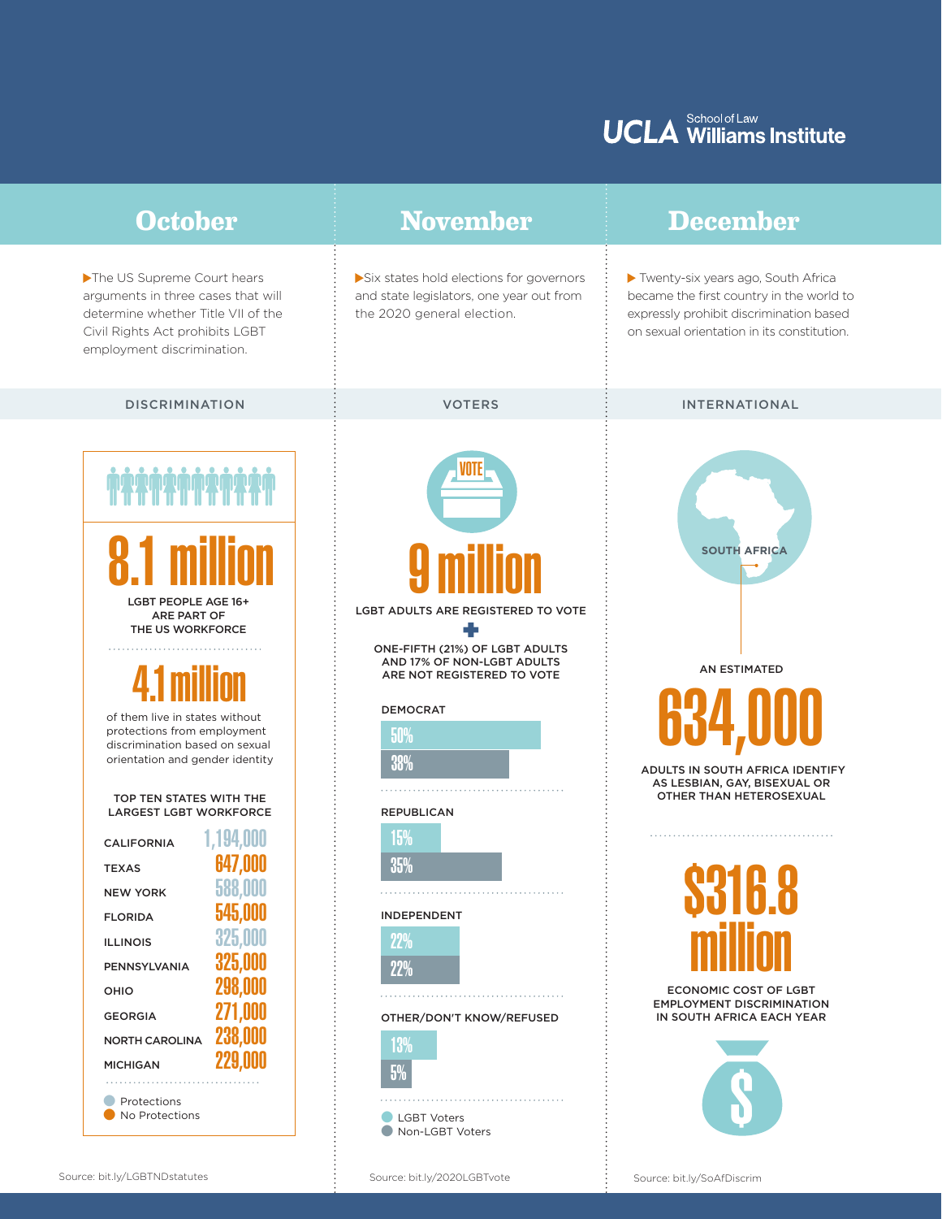UCLA School of Law Williams Institute

## October

The US Supreme Court hears arguments in three cases that will determine whether Title VII of the Civil Rights Act prohibits LGBT employment discrimination.

### DISCRIMINATION

**8.1 million**

LGBT PEOPLE AGE 16+ ARE PART OF THE US WORKFORCE

**4.1 million**

of them live in states without protections from employment discrimination based on sexual orientation and gender identity

TOP TEN STATES WITH THE LARGEST LGBT WORKFORCE

| | |
|---|---|
| CALIFORNIA | 1,194,000 |
| TEXAS | 647,000 |
| NEW YORK | 588,000 |
| FLORIDA | 545,000 |
| ILLINOIS | 325,000 |
| PENNSYLVANIA | 325,000 |
| OHIO | 298,000 |
| GEORGIA | 271,000 |
| NORTH CAROLINA | 238,000 |
| MICHIGAN | 229,000 |

Protections
No Protections

Source: bit.ly/LGBTNDstatutes

## November

Six states hold elections for governors and state legislators, one year out from the 2020 general election.

### VOTERS

VOTE

**9 million**

LGBT ADULTS ARE REGISTERED TO VOTE

\+

ONE-FIFTH (21%) OF LGBT ADULTS AND 17% OF NON-LGBT ADULTS ARE NOT REGISTERED TO VOTE

DEMOCRAT
50%
38%

REPUBLICAN
15%
35%

INDEPENDENT
22%
22%

OTHER/DON'T KNOW/REFUSED
13%
5%

LGBT Voters
Non-LGBT Voters

Source: bit.ly/2020LGBTvote

## December

Twenty-six years ago, South Africa became the first country in the world to expressly prohibit discrimination based on sexual orientation in its constitution.

### INTERNATIONAL

SOUTH AFRICA

AN ESTIMATED

**634,000**

ADULTS IN SOUTH AFRICA IDENTIFY AS LESBIAN, GAY, BISEXUAL OR OTHER THAN HETEROSEXUAL

**$316.8 million**

ECONOMIC COST OF LGBT EMPLOYMENT DISCRIMINATION IN SOUTH AFRICA EACH YEAR

Source: bit.ly/SoAfDiscrim